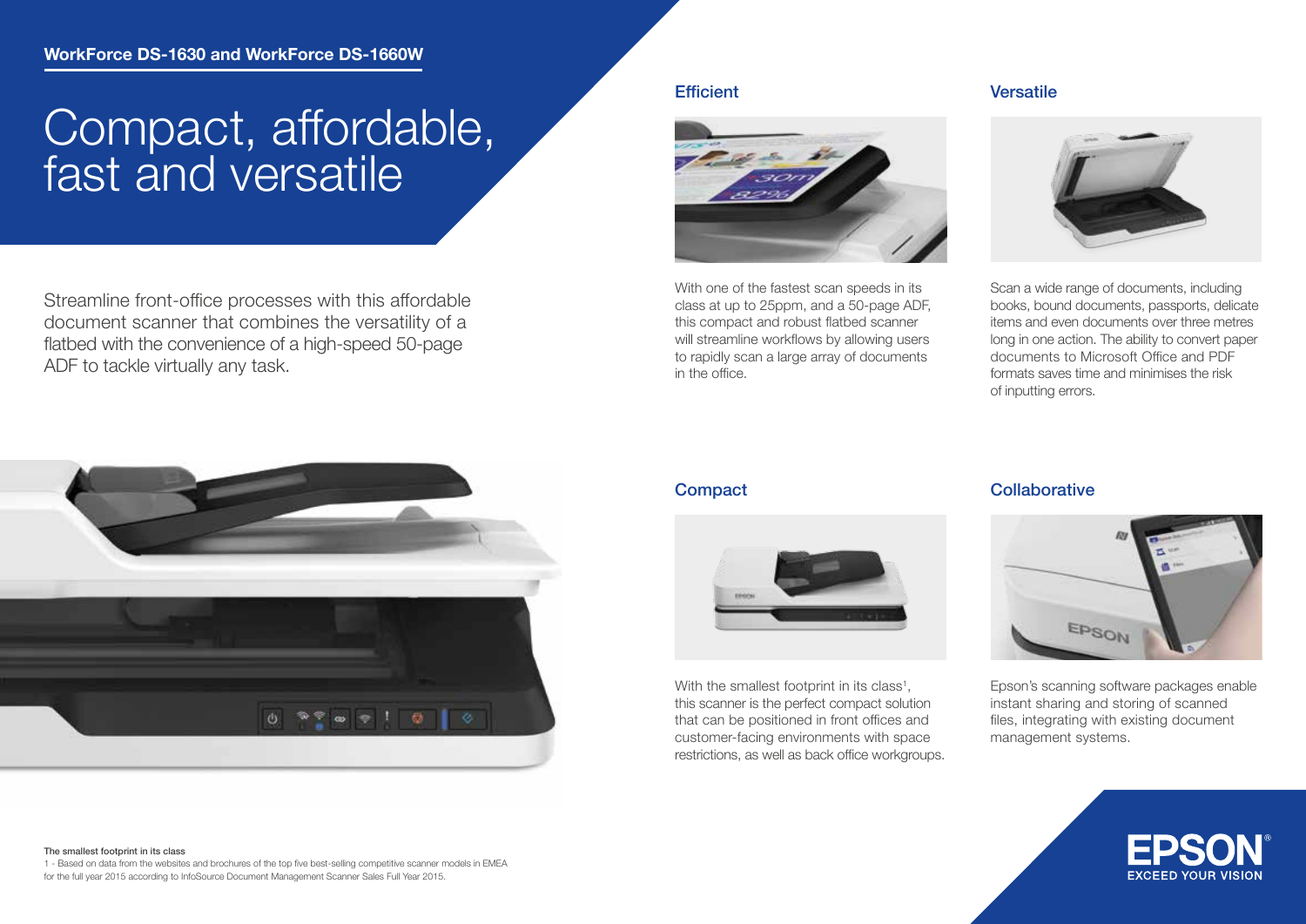**WorkForce DS-1630 and WorkForce DS-1660W**

# Compact, affordable, fast and versatile

Streamline front-office processes with this affordable document scanner that combines the versatility of a flatbed with the convenience of a high-speed 50-page ADF to tackle virtually any task.

## Efficient

With one of the fastest scan speeds in its class at up to 25ppm, and a 50-page ADF, this compact and robust flatbed scanner will streamline workflows by allowing users to rapidly scan a large array of documents in the office.

## Versatile

Scan a wide range of documents, including books, bound documents, passports, delicate items and even documents over three metres long in one action. The ability to convert paper documents to Microsoft Office and PDF formats saves time and minimises the risk of inputting errors.

## Compact

With the smallest footprint in its class[1], this scanner is the perfect compact solution that can be positioned in front offices and customer-facing environments with space restrictions, as well as back office workgroups.

## Collaborative

Epson's scanning software packages enable instant sharing and storing of scanned files, integrating with existing document management systems.

**The smallest footprint in its class**

1 - Based on data from the websites and brochures of the top five best-selling competitive scanner models in EMEA for the full year 2015 according to InfoSource Document Management Scanner Sales Full Year 2015.

EPSON
EXCEED YOUR VISION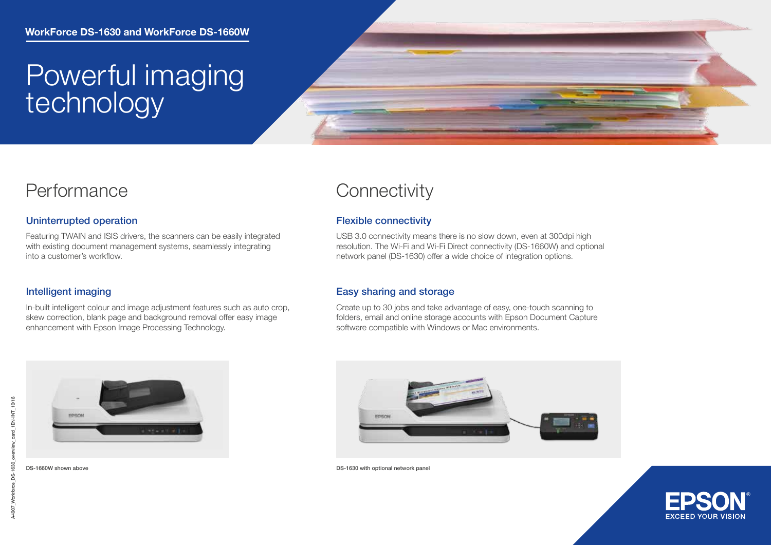WorkForce DS-1630 and WorkForce DS-1660W

# Powerful imaging technology

## Performance

### Uninterrupted operation

Featuring TWAIN and ISIS drivers, the scanners can be easily integrated with existing document management systems, seamlessly integrating into a customer's workflow.

### Intelligent imaging

In-built intelligent colour and image adjustment features such as auto crop, skew correction, blank page and background removal offer easy image enhancement with Epson Image Processing Technology.

DS-1660W shown above

## Connectivity

### Flexible connectivity

USB 3.0 connectivity means there is no slow down, even at 300dpi high resolution. The Wi-Fi and Wi-Fi Direct connectivity (DS-1660W) and optional network panel (DS-1630) offer a wide choice of integration options.

### Easy sharing and storage

Create up to 30 jobs and take advantage of easy, one-touch scanning to folders, email and online storage accounts with Epson Document Capture software compatible with Windows or Mac environments.

DS-1630 with optional network panel

EPSON®
EXCEED YOUR VISION

A4907_Workforce_DS-1630_overview_card_1EN-INT_1016